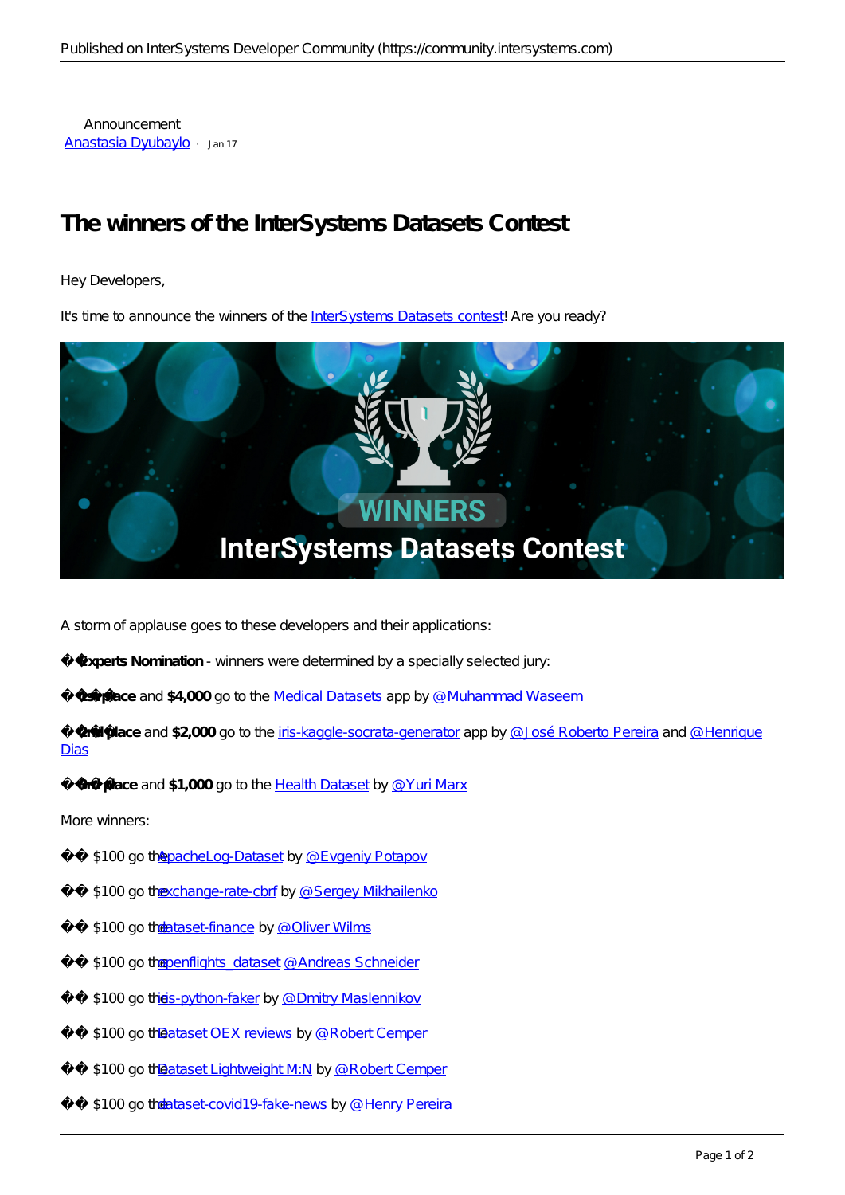Announcement
Anastasia Dyubaylo · Jan 17

# The winners of the InterSystems Datasets Contest

Hey Developers,

It's time to announce the winners of the InterSystems Datasets contest! Are you ready?

A storm of applause goes to these developers and their applications:

�� **Experts Nomination** - winners were determined by a specially selected jury:

�� **1st place** and **$4,000** go to the Medical Datasets app by @Muhammad Waseem

�� **2nd place** and **$2,000** go to the iris-kaggle-socrata-generator app by @José Roberto Pereira and @Henrique Dias

�� **3rd place** and **$1,000** go to the Health Dataset by @Yuri Marx

More winners:

�� $100 go the ApacheLog-Dataset by @Evgeniy Potapov

�� $100 go the exchange-rate-cbrf by @Sergey Mikhailenko

�� $100 go the dataset-finance by @Oliver Wilms

�� $100 go the openflights_dataset @Andreas Schneider

�� $100 go the iris-python-faker by @Dmitry Maslennikov

�� $100 go the Dataset OEX reviews by @Robert Cemper

�� $100 go the Dataset Lightweight M:N by @Robert Cemper

�� $100 go the dataset-covid19-fake-news by @Henry Pereira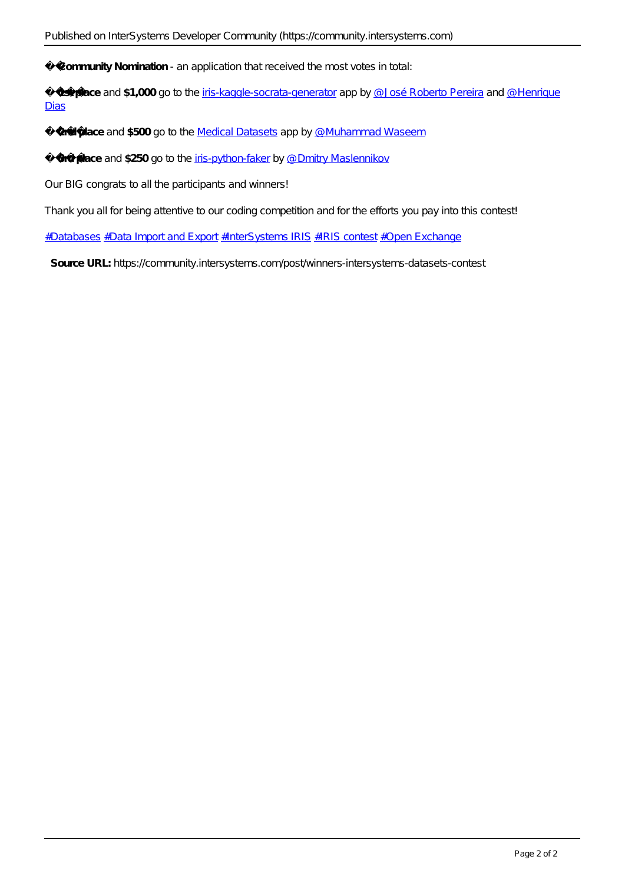**Community Nomination** - an application that received the most votes in total:

**1st place** and **$1,000** go to the iris-kaggle-socrata-generator app by @José Roberto Pereira and @Henrique Dias

**2nd place** and **$500** go to the Medical Datasets app by @Muhammad Waseem

**3rd place** and **$250** go to the iris-python-faker by @Dmitry Maslennikov

Our BIG congrats to all the participants and winners!

Thank you all for being attentive to our coding competition and for the efforts you pay into this contest!

#Databases #Data Import and Export #InterSystems IRIS #IRIS contest #Open Exchange

**Source URL:** https://community.intersystems.com/post/winners-intersystems-datasets-contest